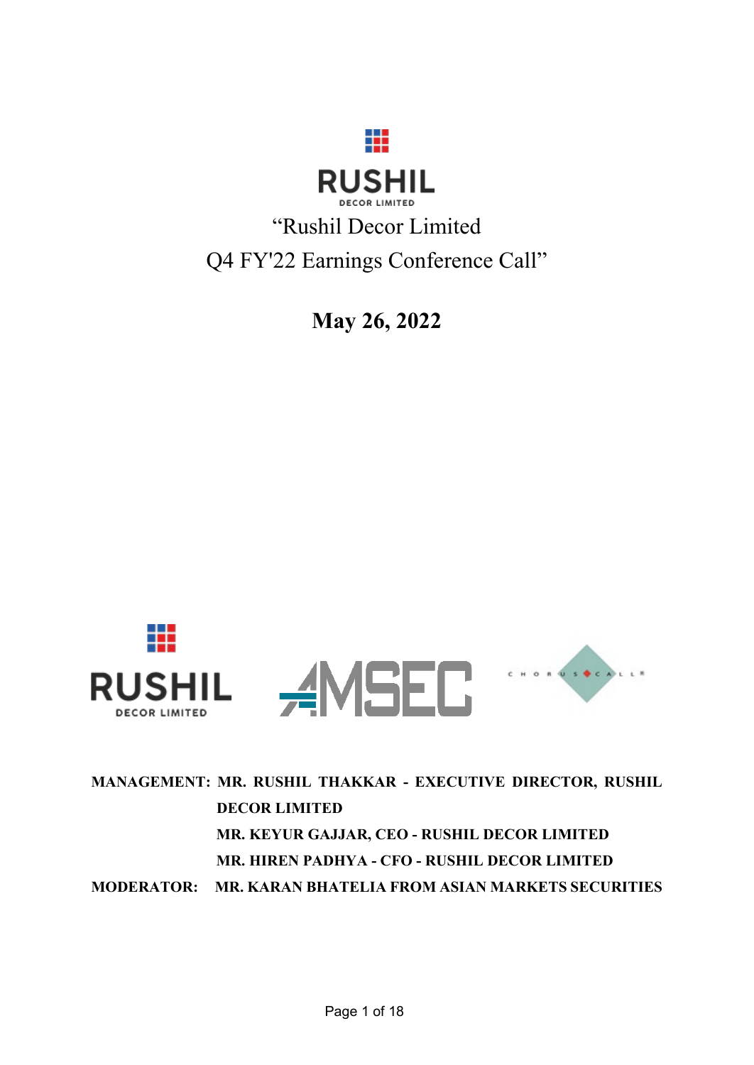RUSHIL

DECOR LIMITED

# "Rushil Decor Limited Q4 FY'22 Earnings Conference Call"

**May 26, 2022**

RUSHIL DECOR LIMITED

AMSEC

CHORUS CALL

**MANAGEMENT: MR. RUSHIL THAKKAR - EXECUTIVE DIRECTOR, RUSHIL DECOR LIMITED**

**MR. KEYUR GAJJAR, CEO - RUSHIL DECOR LIMITED**

**MR. HIREN PADHYA - CFO - RUSHIL DECOR LIMITED**

**MODERATOR: MR. KARAN BHATELIA FROM ASIAN MARKETS SECURITIES**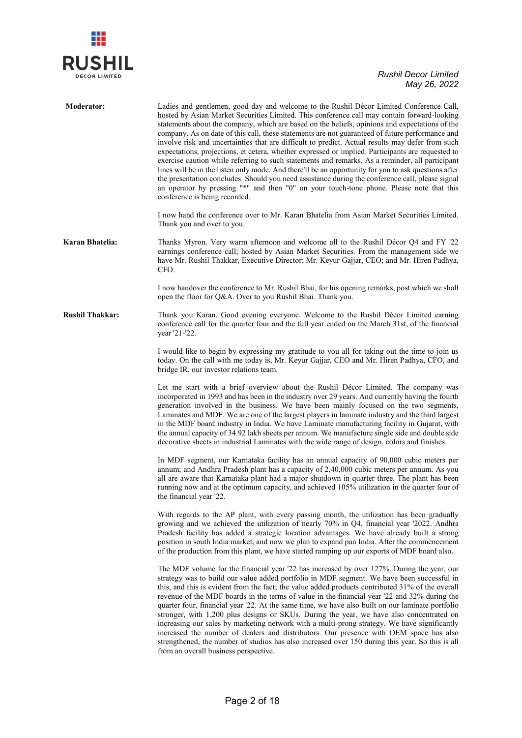**Moderator:** Ladies and gentlemen, good day and welcome to the Rushil Décor Limited Conference Call, hosted by Asian Market Securities Limited. This conference call may contain forward-looking statements about the company, which are based on the beliefs, opinions and expectations of the company. As on date of this call, these statements are not guaranteed of future performance and involve risk and uncertainties that are difficult to predict. Actual results may defer from such expectations, projections, et cetera, whether expressed or implied. Participants are requested to exercise caution while referring to such statements and remarks. As a reminder, all participant lines will be in the listen only mode. And there'll be an opportunity for you to ask questions after the presentation concludes. Should you need assistance during the conference call, please signal an operator by pressing "*" and then "0" on your touch-tone phone. Please note that this conference is being recorded.

I now hand the conference over to Mr. Karan Bhatelia from Asian Market Securities Limited. Thank you and over to you.

**Karan Bhatelia:** Thanks Myron. Very warm afternoon and welcome all to the Rushil Décor Q4 and FY '22 earnings conference call; hosted by Asian Market Securities. From the management side we have Mr. Rushil Thakkar, Executive Director; Mr. Keyur Gajjar, CEO; and Mr. Hiren Padhya, CFO.

I now handover the conference to Mr. Rushil Bhai, for his opening remarks, post which we shall open the floor for Q&A. Over to you Rushil Bhai. Thank you.

**Rushil Thakkar:** Thank you Karan. Good evening everyone. Welcome to the Rushil Décor Limited earning conference call for the quarter four and the full year ended on the March 31st, of the financial year '21-'22.

I would like to begin by expressing my gratitude to you all for taking out the time to join us today. On the call with me today is, Mr. Keyur Gajjar, CEO and Mr. Hiren Padhya, CFO, and bridge IR, our investor relations team.

Let me start with a brief overview about the Rushil Décor Limited. The company was incorporated in 1993 and has been in the industry over 29 years. And currently having the fourth generation involved in the business. We have been mainly focused on the two segments, Laminates and MDF. We are one of the largest players in laminate industry and the third largest in the MDF board industry in India. We have Laminate manufacturing facility in Gujarat, with the annual capacity of 34.92 lakh sheets per annum. We manufacture single side and double side decorative sheets in industrial Laminates with the wide range of design, colors and finishes.

In MDF segment, our Karnataka facility has an annual capacity of 90,000 cubic meters per annum; and Andhra Pradesh plant has a capacity of 2,40,000 cubic meters per annum. As you all are aware that Karnataka plant had a major shutdown in quarter three. The plant has been running now and at the optimum capacity, and achieved 105% utilization in the quarter four of the financial year '22.

With regards to the AP plant, with every passing month, the utilization has been gradually growing and we achieved the utilization of nearly 70% in Q4, financial year '2022. Andhra Pradesh facility has added a strategic location advantages. We have already built a strong position in south India market, and now we plan to expand pan India. After the commencement of the production from this plant, we have started ramping up our exports of MDF board also.

The MDF volume for the financial year '22 has increased by over 127%. During the year, our strategy was to build our value added portfolio in MDF segment. We have been successful in this, and this is evident from the fact; the value added products contributed 31% of the overall revenue of the MDF boards in the terms of value in the financial year '22 and 32% during the quarter four, financial year '22. At the same time, we have also built on our laminate portfolio stronger, with 1,200 plus designs or SKUs. During the year, we have also concentrated on increasing our sales by marketing network with a multi-prong strategy. We have significantly increased the number of dealers and distributors. Our presence with OEM space has also strengthened, the number of studios has also increased over 150 during this year. So this is all from an overall business perspective.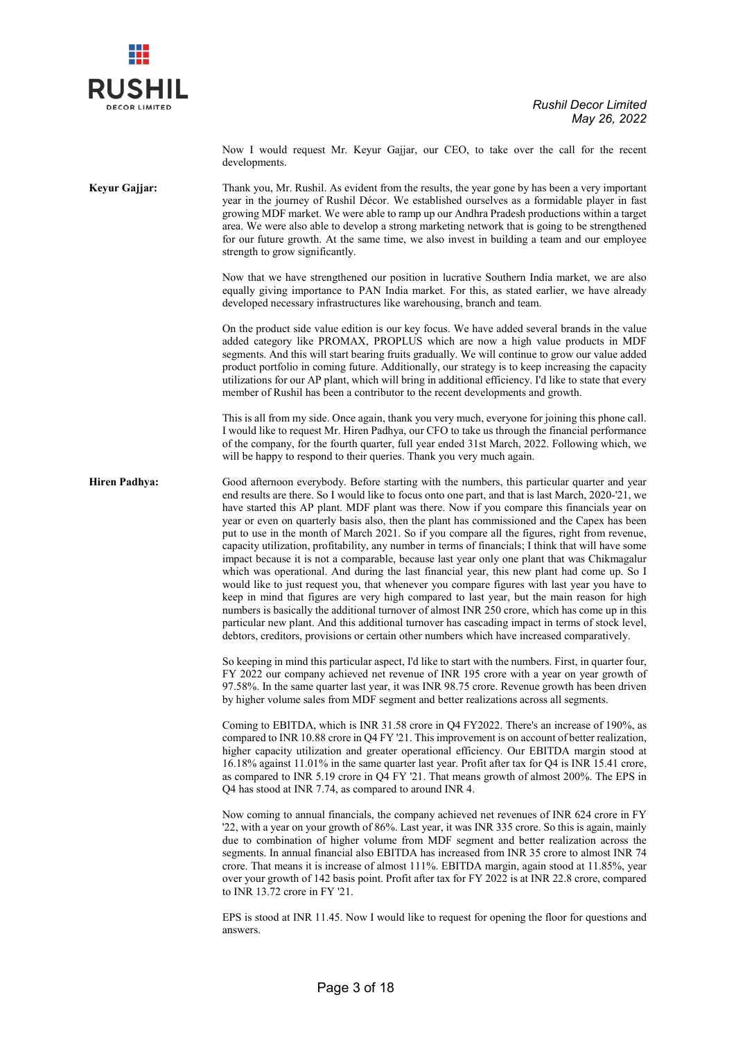Now I would request Mr. Keyur Gajjar, our CEO, to take over the call for the recent developments.

**Keyur Gajjar:** Thank you, Mr. Rushil. As evident from the results, the year gone by has been a very important year in the journey of Rushil Décor. We established ourselves as a formidable player in fast growing MDF market. We were able to ramp up our Andhra Pradesh productions within a target area. We were also able to develop a strong marketing network that is going to be strengthened for our future growth. At the same time, we also invest in building a team and our employee strength to grow significantly.

Now that we have strengthened our position in lucrative Southern India market, we are also equally giving importance to PAN India market. For this, as stated earlier, we have already developed necessary infrastructures like warehousing, branch and team.

On the product side value edition is our key focus. We have added several brands in the value added category like PROMAX, PROPLUS which are now a high value products in MDF segments. And this will start bearing fruits gradually. We will continue to grow our value added product portfolio in coming future. Additionally, our strategy is to keep increasing the capacity utilizations for our AP plant, which will bring in additional efficiency. I'd like to state that every member of Rushil has been a contributor to the recent developments and growth.

This is all from my side. Once again, thank you very much, everyone for joining this phone call. I would like to request Mr. Hiren Padhya, our CFO to take us through the financial performance of the company, for the fourth quarter, full year ended 31st March, 2022. Following which, we will be happy to respond to their queries. Thank you very much again.

**Hiren Padhya:** Good afternoon everybody. Before starting with the numbers, this particular quarter and year end results are there. So I would like to focus onto one part, and that is last March, 2020-'21, we have started this AP plant. MDF plant was there. Now if you compare this financials year on year or even on quarterly basis also, then the plant has commissioned and the Capex has been put to use in the month of March 2021. So if you compare all the figures, right from revenue, capacity utilization, profitability, any number in terms of financials; I think that will have some impact because it is not a comparable, because last year only one plant that was Chikmagalur which was operational. And during the last financial year, this new plant had come up. So I would like to just request you, that whenever you compare figures with last year you have to keep in mind that figures are very high compared to last year, but the main reason for high numbers is basically the additional turnover of almost INR 250 crore, which has come up in this particular new plant. And this additional turnover has cascading impact in terms of stock level, debtors, creditors, provisions or certain other numbers which have increased comparatively.

So keeping in mind this particular aspect, I'd like to start with the numbers. First, in quarter four, FY 2022 our company achieved net revenue of INR 195 crore with a year on year growth of 97.58%. In the same quarter last year, it was INR 98.75 crore. Revenue growth has been driven by higher volume sales from MDF segment and better realizations across all segments.

Coming to EBITDA, which is INR 31.58 crore in Q4 FY2022. There's an increase of 190%, as compared to INR 10.88 crore in Q4 FY '21. This improvement is on account of better realization, higher capacity utilization and greater operational efficiency. Our EBITDA margin stood at 16.18% against 11.01% in the same quarter last year. Profit after tax for Q4 is INR 15.41 crore, as compared to INR 5.19 crore in Q4 FY '21. That means growth of almost 200%. The EPS in Q4 has stood at INR 7.74, as compared to around INR 4.

Now coming to annual financials, the company achieved net revenues of INR 624 crore in FY '22, with a year on your growth of 86%. Last year, it was INR 335 crore. So this is again, mainly due to combination of higher volume from MDF segment and better realization across the segments. In annual financial also EBITDA has increased from INR 35 crore to almost INR 74 crore. That means it is increase of almost 111%. EBITDA margin, again stood at 11.85%, year over your growth of 142 basis point. Profit after tax for FY 2022 is at INR 22.8 crore, compared to INR 13.72 crore in FY '21.

EPS is stood at INR 11.45. Now I would like to request for opening the floor for questions and answers.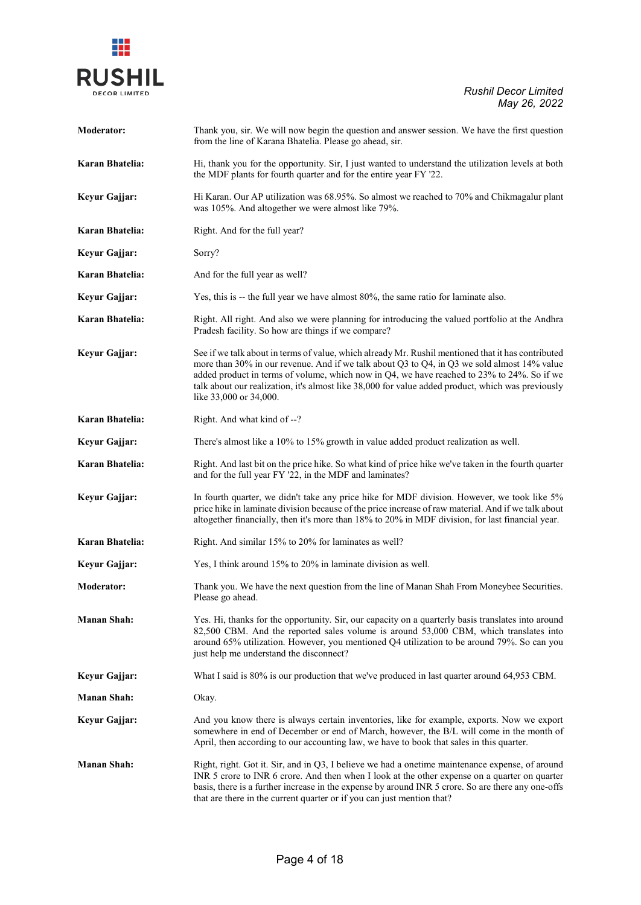**Moderator:** Thank you, sir. We will now begin the question and answer session. We have the first question from the line of Karana Bhatelia. Please go ahead, sir.

**Karan Bhatelia:** Hi, thank you for the opportunity. Sir, I just wanted to understand the utilization levels at both the MDF plants for fourth quarter and for the entire year FY '22.

**Keyur Gajjar:** Hi Karan. Our AP utilization was 68.95%. So almost we reached to 70% and Chikmagalur plant was 105%. And altogether we were almost like 79%.

**Karan Bhatelia:** Right. And for the full year?

**Keyur Gajjar:** Sorry?

**Karan Bhatelia:** And for the full year as well?

**Keyur Gajjar:** Yes, this is -- the full year we have almost 80%, the same ratio for laminate also.

**Karan Bhatelia:** Right. All right. And also we were planning for introducing the valued portfolio at the Andhra Pradesh facility. So how are things if we compare?

**Keyur Gajjar:** See if we talk about in terms of value, which already Mr. Rushil mentioned that it has contributed more than 30% in our revenue. And if we talk about Q3 to Q4, in Q3 we sold almost 14% value added product in terms of volume, which now in Q4, we have reached to 23% to 24%. So if we talk about our realization, it's almost like 38,000 for value added product, which was previously like 33,000 or 34,000.

**Karan Bhatelia:** Right. And what kind of --?

**Keyur Gajjar:** There's almost like a 10% to 15% growth in value added product realization as well.

**Karan Bhatelia:** Right. And last bit on the price hike. So what kind of price hike we've taken in the fourth quarter and for the full year FY '22, in the MDF and laminates?

**Keyur Gajjar:** In fourth quarter, we didn't take any price hike for MDF division. However, we took like 5% price hike in laminate division because of the price increase of raw material. And if we talk about altogether financially, then it's more than 18% to 20% in MDF division, for last financial year.

**Karan Bhatelia:** Right. And similar 15% to 20% for laminates as well?

**Keyur Gajjar:** Yes, I think around 15% to 20% in laminate division as well.

**Moderator:** Thank you. We have the next question from the line of Manan Shah From Moneybee Securities. Please go ahead.

**Manan Shah:** Yes. Hi, thanks for the opportunity. Sir, our capacity on a quarterly basis translates into around 82,500 CBM. And the reported sales volume is around 53,000 CBM, which translates into around 65% utilization. However, you mentioned Q4 utilization to be around 79%. So can you just help me understand the disconnect?

**Keyur Gajjar:** What I said is 80% is our production that we've produced in last quarter around 64,953 CBM.

**Manan Shah:** Okay.

**Keyur Gajjar:** And you know there is always certain inventories, like for example, exports. Now we export somewhere in end of December or end of March, however, the B/L will come in the month of April, then according to our accounting law, we have to book that sales in this quarter.

**Manan Shah:** Right, right. Got it. Sir, and in Q3, I believe we had a onetime maintenance expense, of around INR 5 crore to INR 6 crore. And then when I look at the other expense on a quarter on quarter basis, there is a further increase in the expense by around INR 5 crore. So are there any one-offs that are there in the current quarter or if you can just mention that?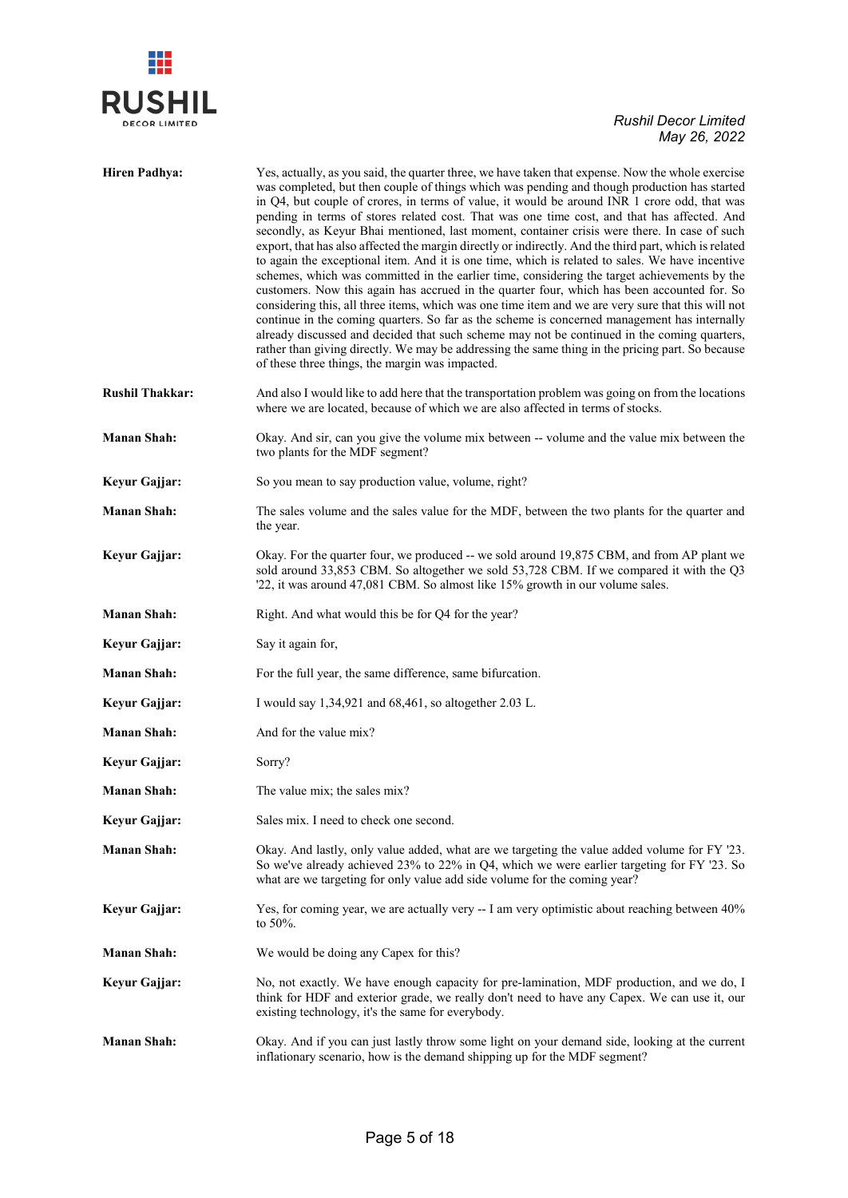**Hiren Padhya:** Yes, actually, as you said, the quarter three, we have taken that expense. Now the whole exercise was completed, but then couple of things which was pending and though production has started in Q4, but couple of crores, in terms of value, it would be around INR 1 crore odd, that was pending in terms of stores related cost. That was one time cost, and that has affected. And secondly, as Keyur Bhai mentioned, last moment, container crisis were there. In case of such export, that has also affected the margin directly or indirectly. And the third part, which is related to again the exceptional item. And it is one time, which is related to sales. We have incentive schemes, which was committed in the earlier time, considering the target achievements by the customers. Now this again has accrued in the quarter four, which has been accounted for. So considering this, all three items, which was one time item and we are very sure that this will not continue in the coming quarters. So far as the scheme is concerned management has internally already discussed and decided that such scheme may not be continued in the coming quarters, rather than giving directly. We may be addressing the same thing in the pricing part. So because of these three things, the margin was impacted.

**Rushil Thakkar:** And also I would like to add here that the transportation problem was going on from the locations where we are located, because of which we are also affected in terms of stocks.

**Manan Shah:** Okay. And sir, can you give the volume mix between -- volume and the value mix between the two plants for the MDF segment?

**Keyur Gajjar:** So you mean to say production value, volume, right?

**Manan Shah:** The sales volume and the sales value for the MDF, between the two plants for the quarter and the year.

**Keyur Gajjar:** Okay. For the quarter four, we produced -- we sold around 19,875 CBM, and from AP plant we sold around 33,853 CBM. So altogether we sold 53,728 CBM. If we compared it with the Q3 '22, it was around 47,081 CBM. So almost like 15% growth in our volume sales.

**Manan Shah:** Right. And what would this be for Q4 for the year?

**Keyur Gajjar:** Say it again for,

**Manan Shah:** For the full year, the same difference, same bifurcation.

**Keyur Gajjar:** I would say 1,34,921 and 68,461, so altogether 2.03 L.

**Manan Shah:** And for the value mix?

**Keyur Gajjar:** Sorry?

**Manan Shah:** The value mix; the sales mix?

**Keyur Gajjar:** Sales mix. I need to check one second.

**Manan Shah:** Okay. And lastly, only value added, what are we targeting the value added volume for FY '23. So we've already achieved 23% to 22% in Q4, which we were earlier targeting for FY '23. So what are we targeting for only value add side volume for the coming year?

**Keyur Gajjar:** Yes, for coming year, we are actually very -- I am very optimistic about reaching between 40% to 50%.

**Manan Shah:** We would be doing any Capex for this?

**Keyur Gajjar:** No, not exactly. We have enough capacity for pre-lamination, MDF production, and we do, I think for HDF and exterior grade, we really don't need to have any Capex. We can use it, our existing technology, it's the same for everybody.

**Manan Shah:** Okay. And if you can just lastly throw some light on your demand side, looking at the current inflationary scenario, how is the demand shipping up for the MDF segment?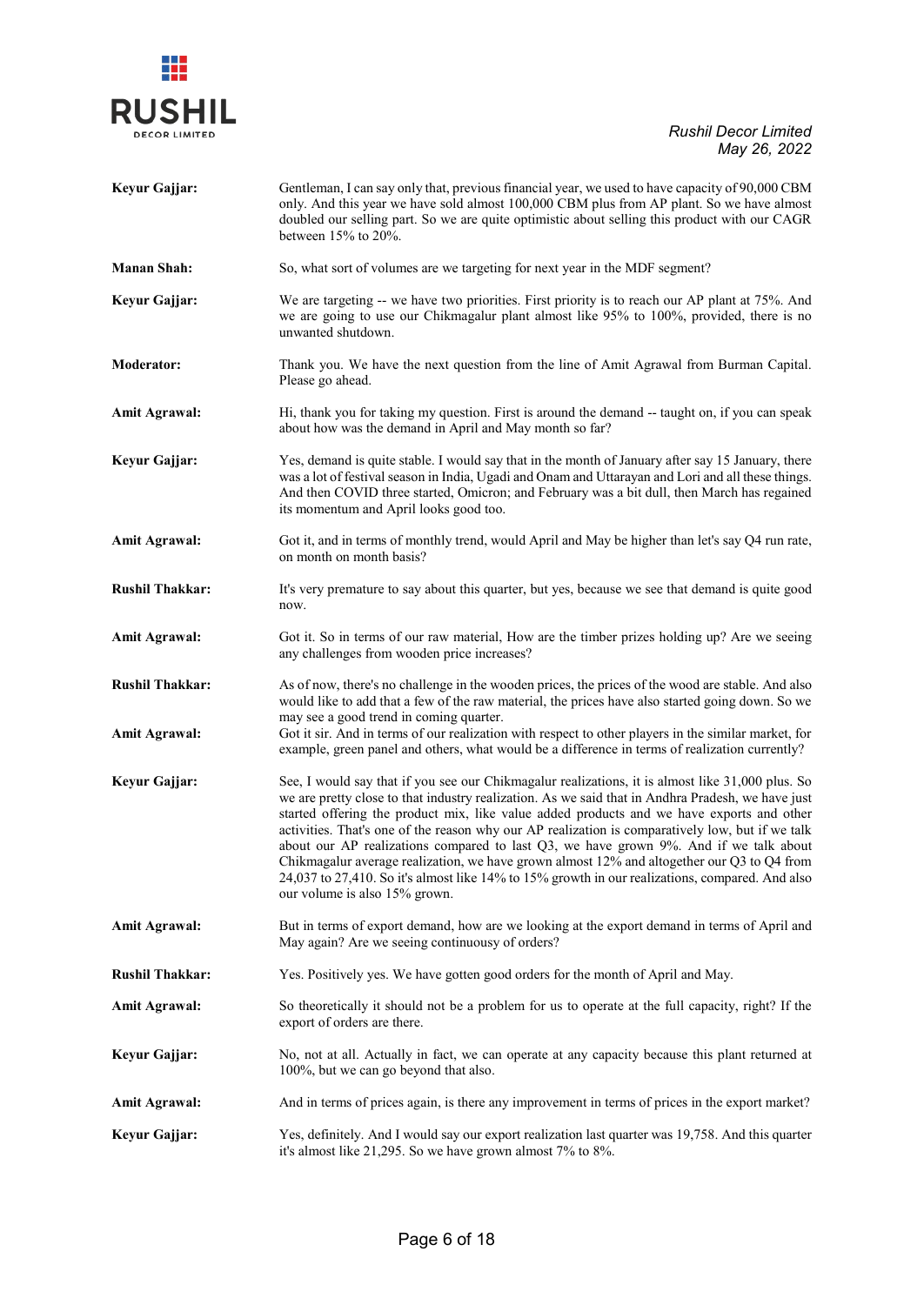**Keyur Gajjar:** Gentleman, I can say only that, previous financial year, we used to have capacity of 90,000 CBM only. And this year we have sold almost 100,000 CBM plus from AP plant. So we have almost doubled our selling part. So we are quite optimistic about selling this product with our CAGR between 15% to 20%.

**Manan Shah:** So, what sort of volumes are we targeting for next year in the MDF segment?

**Keyur Gajjar:** We are targeting -- we have two priorities. First priority is to reach our AP plant at 75%. And we are going to use our Chikmagalur plant almost like 95% to 100%, provided, there is no unwanted shutdown.

**Moderator:** Thank you. We have the next question from the line of Amit Agrawal from Burman Capital. Please go ahead.

**Amit Agrawal:** Hi, thank you for taking my question. First is around the demand -- taught on, if you can speak about how was the demand in April and May month so far?

**Keyur Gajjar:** Yes, demand is quite stable. I would say that in the month of January after say 15 January, there was a lot of festival season in India, Ugadi and Onam and Uttarayan and Lori and all these things. And then COVID three started, Omicron; and February was a bit dull, then March has regained its momentum and April looks good too.

**Amit Agrawal:** Got it, and in terms of monthly trend, would April and May be higher than let's say Q4 run rate, on month on month basis?

**Rushil Thakkar:** It's very premature to say about this quarter, but yes, because we see that demand is quite good now.

**Amit Agrawal:** Got it. So in terms of our raw material, How are the timber prizes holding up? Are we seeing any challenges from wooden price increases?

**Rushil Thakkar:** As of now, there's no challenge in the wooden prices, the prices of the wood are stable. And also would like to add that a few of the raw material, the prices have also started going down. So we may see a good trend in coming quarter.

**Amit Agrawal:** Got it sir. And in terms of our realization with respect to other players in the similar market, for example, green panel and others, what would be a difference in terms of realization currently?

**Keyur Gajjar:** See, I would say that if you see our Chikmagalur realizations, it is almost like 31,000 plus. So we are pretty close to that industry realization. As we said that in Andhra Pradesh, we have just started offering the product mix, like value added products and we have exports and other activities. That's one of the reason why our AP realization is comparatively low, but if we talk about our AP realizations compared to last Q3, we have grown 9%. And if we talk about Chikmagalur average realization, we have grown almost 12% and altogether our Q3 to Q4 from 24,037 to 27,410. So it's almost like 14% to 15% growth in our realizations, compared. And also our volume is also 15% grown.

**Amit Agrawal:** But in terms of export demand, how are we looking at the export demand in terms of April and May again? Are we seeing continuousy of orders?

**Rushil Thakkar:** Yes. Positively yes. We have gotten good orders for the month of April and May.

**Amit Agrawal:** So theoretically it should not be a problem for us to operate at the full capacity, right? If the export of orders are there.

**Keyur Gajjar:** No, not at all. Actually in fact, we can operate at any capacity because this plant returned at 100%, but we can go beyond that also.

**Amit Agrawal:** And in terms of prices again, is there any improvement in terms of prices in the export market?

**Keyur Gajjar:** Yes, definitely. And I would say our export realization last quarter was 19,758. And this quarter it's almost like 21,295. So we have grown almost 7% to 8%.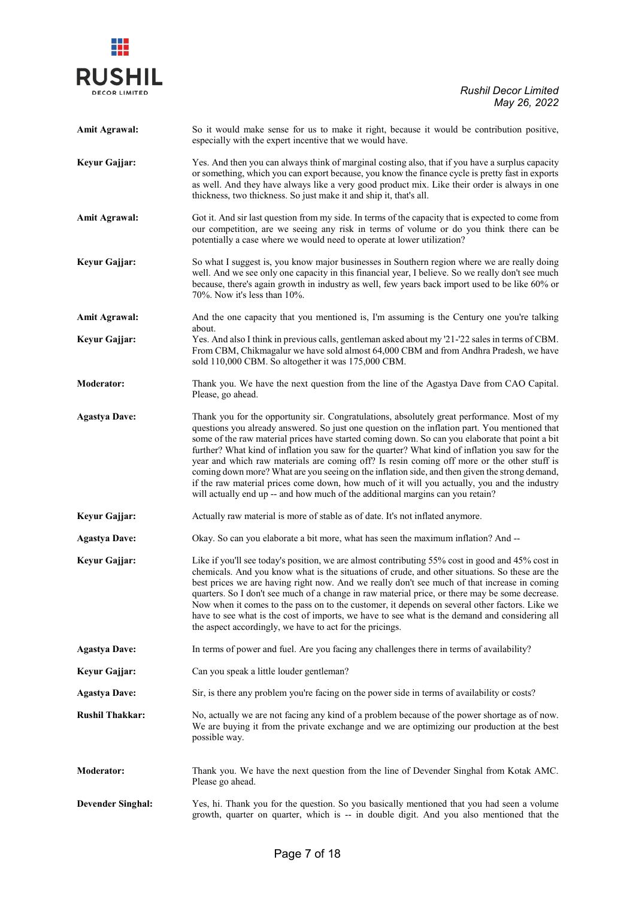**Amit Agrawal:** So it would make sense for us to make it right, because it would be contribution positive, especially with the expert incentive that we would have.

**Keyur Gajjar:** Yes. And then you can always think of marginal costing also, that if you have a surplus capacity or something, which you can export because, you know the finance cycle is pretty fast in exports as well. And they have always like a very good product mix. Like their order is always in one thickness, two thickness. So just make it and ship it, that's all.

**Amit Agrawal:** Got it. And sir last question from my side. In terms of the capacity that is expected to come from our competition, are we seeing any risk in terms of volume or do you think there can be potentially a case where we would need to operate at lower utilization?

**Keyur Gajjar:** So what I suggest is, you know major businesses in Southern region where we are really doing well. And we see only one capacity in this financial year, I believe. So we really don't see much because, there's again growth in industry as well, few years back import used to be like 60% or 70%. Now it's less than 10%.

**Amit Agrawal:** And the one capacity that you mentioned is, I'm assuming is the Century one you're talking about.

**Keyur Gajjar:** Yes. And also I think in previous calls, gentleman asked about my '21-'22 sales in terms of CBM. From CBM, Chikmagalur we have sold almost 64,000 CBM and from Andhra Pradesh, we have sold 110,000 CBM. So altogether it was 175,000 CBM.

**Moderator:** Thank you. We have the next question from the line of the Agastya Dave from CAO Capital. Please, go ahead.

**Agastya Dave:** Thank you for the opportunity sir. Congratulations, absolutely great performance. Most of my questions you already answered. So just one question on the inflation part. You mentioned that some of the raw material prices have started coming down. So can you elaborate that point a bit further? What kind of inflation you saw for the quarter? What kind of inflation you saw for the year and which raw materials are coming off? Is resin coming off more or the other stuff is coming down more? What are you seeing on the inflation side, and then given the strong demand, if the raw material prices come down, how much of it will you actually, you and the industry will actually end up -- and how much of the additional margins can you retain?

**Keyur Gajjar:** Actually raw material is more of stable as of date. It's not inflated anymore.

**Agastya Dave:** Okay. So can you elaborate a bit more, what has seen the maximum inflation? And --

**Keyur Gajjar:** Like if you'll see today's position, we are almost contributing 55% cost in good and 45% cost in chemicals. And you know what is the situations of crude, and other situations. So these are the best prices we are having right now. And we really don't see much of that increase in coming quarters. So I don't see much of a change in raw material price, or there may be some decrease. Now when it comes to the pass on to the customer, it depends on several other factors. Like we have to see what is the cost of imports, we have to see what is the demand and considering all the aspect accordingly, we have to act for the pricings.

**Agastya Dave:** In terms of power and fuel. Are you facing any challenges there in terms of availability?

**Keyur Gajjar:** Can you speak a little louder gentleman?

**Agastya Dave:** Sir, is there any problem you're facing on the power side in terms of availability or costs?

**Rushil Thakkar:** No, actually we are not facing any kind of a problem because of the power shortage as of now. We are buying it from the private exchange and we are optimizing our production at the best possible way.

**Moderator:** Thank you. We have the next question from the line of Devender Singhal from Kotak AMC. Please go ahead.

**Devender Singhal:** Yes, hi. Thank you for the question. So you basically mentioned that you had seen a volume growth, quarter on quarter, which is -- in double digit. And you also mentioned that the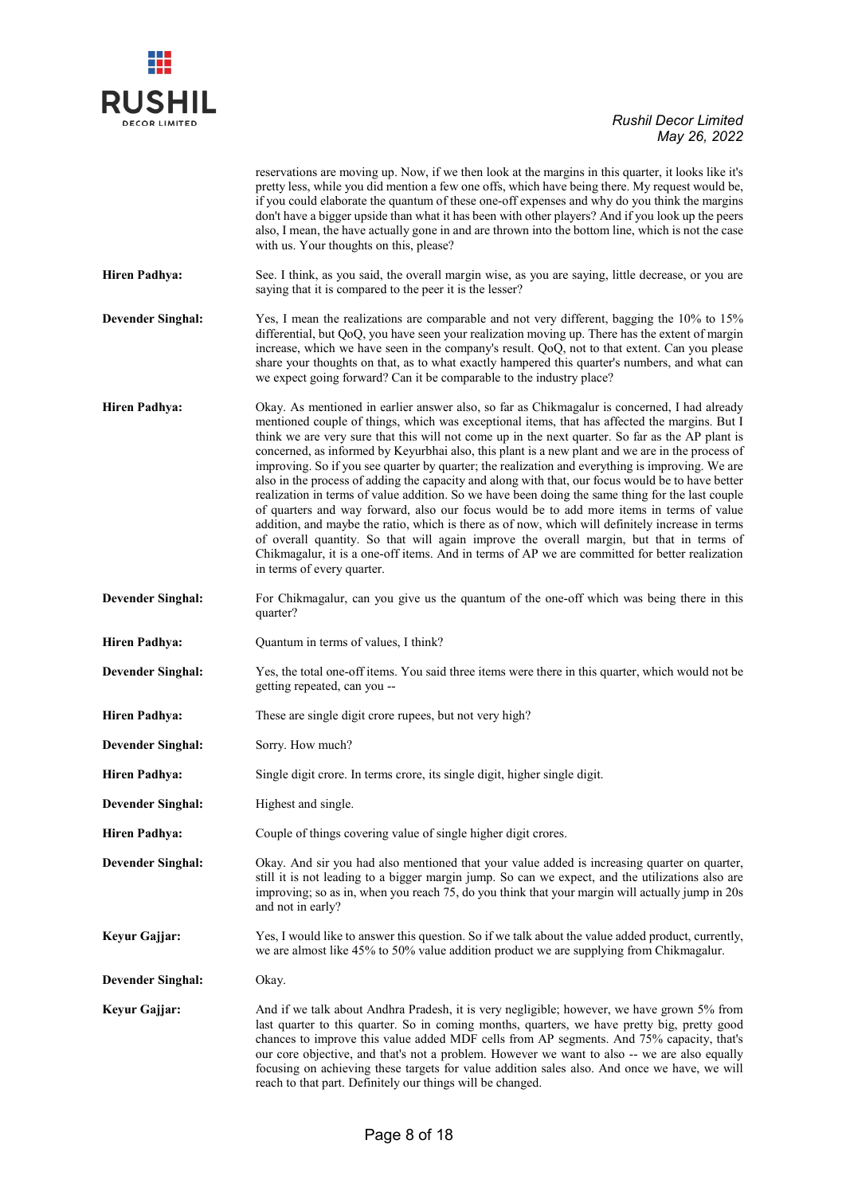reservations are moving up. Now, if we then look at the margins in this quarter, it looks like it's pretty less, while you did mention a few one offs, which have being there. My request would be, if you could elaborate the quantum of these one-off expenses and why do you think the margins don't have a bigger upside than what it has been with other players? And if you look up the peers also, I mean, the have actually gone in and are thrown into the bottom line, which is not the case with us. Your thoughts on this, please?

**Hiren Padhya:** See. I think, as you said, the overall margin wise, as you are saying, little decrease, or you are saying that it is compared to the peer it is the lesser?

**Devender Singhal:** Yes, I mean the realizations are comparable and not very different, bagging the 10% to 15% differential, but QoQ, you have seen your realization moving up. There has the extent of margin increase, which we have seen in the company's result. QoQ, not to that extent. Can you please share your thoughts on that, as to what exactly hampered this quarter's numbers, and what can we expect going forward? Can it be comparable to the industry place?

**Hiren Padhya:** Okay. As mentioned in earlier answer also, so far as Chikmagalur is concerned, I had already mentioned couple of things, which was exceptional items, that has affected the margins. But I think we are very sure that this will not come up in the next quarter. So far as the AP plant is concerned, as informed by Keyurbhai also, this plant is a new plant and we are in the process of improving. So if you see quarter by quarter; the realization and everything is improving. We are also in the process of adding the capacity and along with that, our focus would be to have better realization in terms of value addition. So we have been doing the same thing for the last couple of quarters and way forward, also our focus would be to add more items in terms of value addition, and maybe the ratio, which is there as of now, which will definitely increase in terms of overall quantity. So that will again improve the overall margin, but that in terms of Chikmagalur, it is a one-off items. And in terms of AP we are committed for better realization in terms of every quarter.

**Devender Singhal:** For Chikmagalur, can you give us the quantum of the one-off which was being there in this quarter?

**Hiren Padhya:** Quantum in terms of values, I think?

**Devender Singhal:** Yes, the total one-off items. You said three items were there in this quarter, which would not be getting repeated, can you --

**Hiren Padhya:** These are single digit crore rupees, but not very high?

**Devender Singhal:** Sorry. How much?

**Hiren Padhya:** Single digit crore. In terms crore, its single digit, higher single digit.

**Devender Singhal:** Highest and single.

**Hiren Padhya:** Couple of things covering value of single higher digit crores.

**Devender Singhal:** Okay. And sir you had also mentioned that your value added is increasing quarter on quarter, still it is not leading to a bigger margin jump. So can we expect, and the utilizations also are improving; so as in, when you reach 75, do you think that your margin will actually jump in 20s and not in early?

**Keyur Gajjar:** Yes, I would like to answer this question. So if we talk about the value added product, currently, we are almost like 45% to 50% value addition product we are supplying from Chikmagalur.

**Devender Singhal:** Okay.

**Keyur Gajjar:** And if we talk about Andhra Pradesh, it is very negligible; however, we have grown 5% from last quarter to this quarter. So in coming months, quarters, we have pretty big, pretty good chances to improve this value added MDF cells from AP segments. And 75% capacity, that's our core objective, and that's not a problem. However we want to also -- we are also equally focusing on achieving these targets for value addition sales also. And once we have, we will reach to that part. Definitely our things will be changed.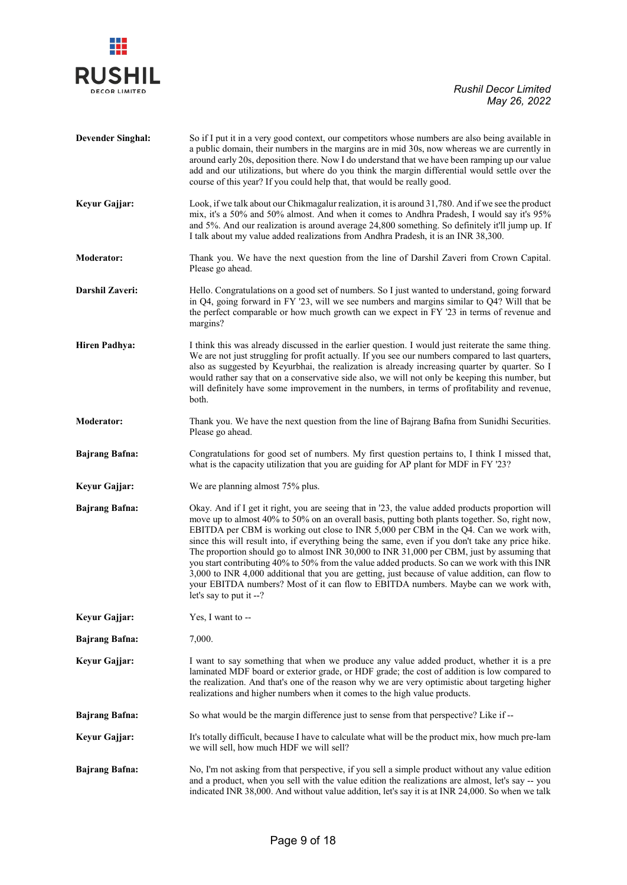**Devender Singhal:** So if I put it in a very good context, our competitors whose numbers are also being available in a public domain, their numbers in the margins are in mid 30s, now whereas we are currently in around early 20s, deposition there. Now I do understand that we have been ramping up our value add and our utilizations, but where do you think the margin differential would settle over the course of this year? If you could help that, that would be really good.

**Keyur Gajjar:** Look, if we talk about our Chikmagalur realization, it is around 31,780. And if we see the product mix, it's a 50% and 50% almost. And when it comes to Andhra Pradesh, I would say it's 95% and 5%. And our realization is around average 24,800 something. So definitely it'll jump up. If I talk about my value added realizations from Andhra Pradesh, it is an INR 38,300.

**Moderator:** Thank you. We have the next question from the line of Darshil Zaveri from Crown Capital. Please go ahead.

**Darshil Zaveri:** Hello. Congratulations on a good set of numbers. So I just wanted to understand, going forward in Q4, going forward in FY '23, will we see numbers and margins similar to Q4? Will that be the perfect comparable or how much growth can we expect in FY '23 in terms of revenue and margins?

**Hiren Padhya:** I think this was already discussed in the earlier question. I would just reiterate the same thing. We are not just struggling for profit actually. If you see our numbers compared to last quarters, also as suggested by Keyurbhai, the realization is already increasing quarter by quarter. So I would rather say that on a conservative side also, we will not only be keeping this number, but will definitely have some improvement in the numbers, in terms of profitability and revenue, both.

**Moderator:** Thank you. We have the next question from the line of Bajrang Bafna from Sunidhi Securities. Please go ahead.

**Bajrang Bafna:** Congratulations for good set of numbers. My first question pertains to, I think I missed that, what is the capacity utilization that you are guiding for AP plant for MDF in FY '23?

**Keyur Gajjar:** We are planning almost 75% plus.

**Bajrang Bafna:** Okay. And if I get it right, you are seeing that in '23, the value added products proportion will move up to almost 40% to 50% on an overall basis, putting both plants together. So, right now, EBITDA per CBM is working out close to INR 5,000 per CBM in the Q4. Can we work with, since this will result into, if everything being the same, even if you don't take any price hike. The proportion should go to almost INR 30,000 to INR 31,000 per CBM, just by assuming that you start contributing 40% to 50% from the value added products. So can we work with this INR 3,000 to INR 4,000 additional that you are getting, just because of value addition, can flow to your EBITDA numbers? Most of it can flow to EBITDA numbers. Maybe can we work with, let's say to put it --?

**Keyur Gajjar:** Yes, I want to --

**Bajrang Bafna:** 7,000.

**Keyur Gajjar:** I want to say something that when we produce any value added product, whether it is a pre laminated MDF board or exterior grade, or HDF grade; the cost of addition is low compared to the realization. And that's one of the reason why we are very optimistic about targeting higher realizations and higher numbers when it comes to the high value products.

**Bajrang Bafna:** So what would be the margin difference just to sense from that perspective? Like if --

**Keyur Gajjar:** It's totally difficult, because I have to calculate what will be the product mix, how much pre-lam we will sell, how much HDF we will sell?

**Bajrang Bafna:** No, I'm not asking from that perspective, if you sell a simple product without any value edition and a product, when you sell with the value edition the realizations are almost, let's say -- you indicated INR 38,000. And without value addition, let's say it is at INR 24,000. So when we talk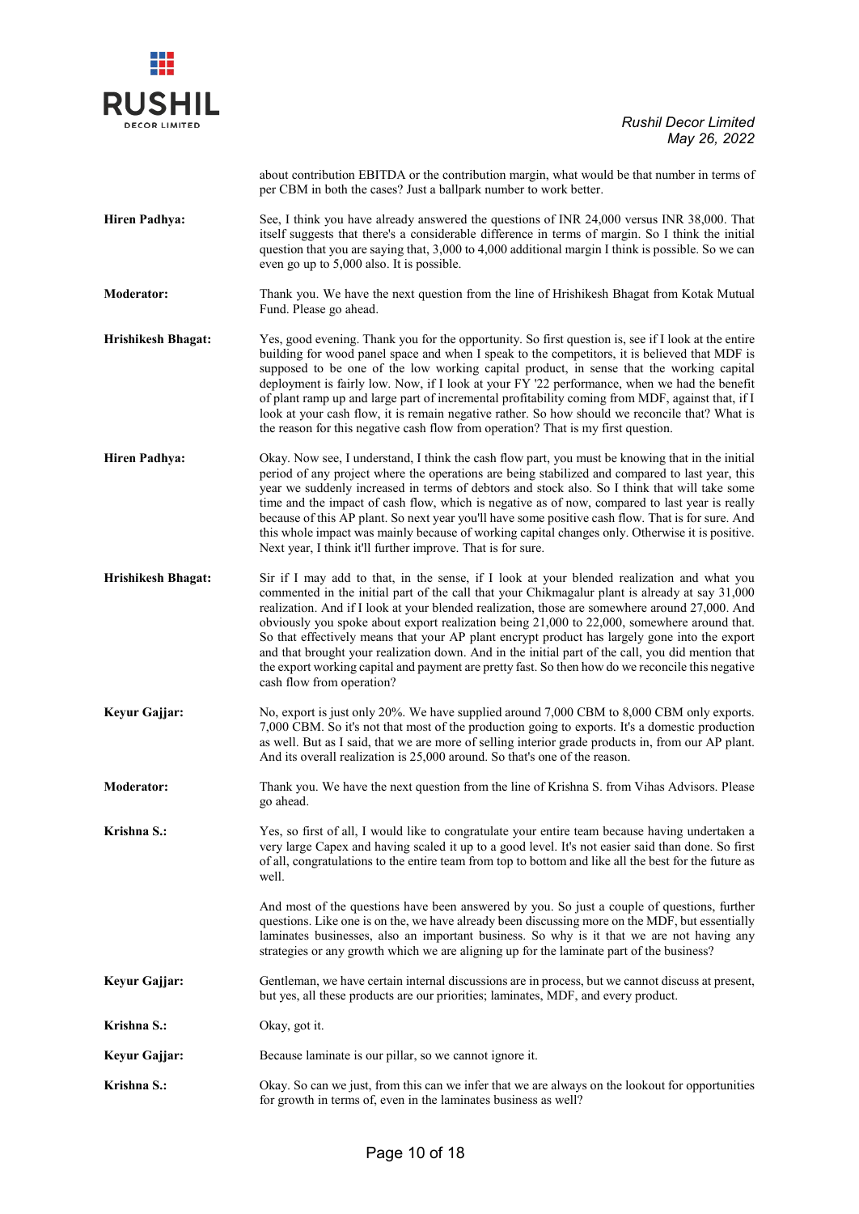about contribution EBITDA or the contribution margin, what would be that number in terms of per CBM in both the cases? Just a ballpark number to work better.

**Hiren Padhya:** See, I think you have already answered the questions of INR 24,000 versus INR 38,000. That itself suggests that there's a considerable difference in terms of margin. So I think the initial question that you are saying that, 3,000 to 4,000 additional margin I think is possible. So we can even go up to 5,000 also. It is possible.

**Moderator:** Thank you. We have the next question from the line of Hrishikesh Bhagat from Kotak Mutual Fund. Please go ahead.

**Hrishikesh Bhagat:** Yes, good evening. Thank you for the opportunity. So first question is, see if I look at the entire building for wood panel space and when I speak to the competitors, it is believed that MDF is supposed to be one of the low working capital product, in sense that the working capital deployment is fairly low. Now, if I look at your FY '22 performance, when we had the benefit of plant ramp up and large part of incremental profitability coming from MDF, against that, if I look at your cash flow, it is remain negative rather. So how should we reconcile that? What is the reason for this negative cash flow from operation? That is my first question.

**Hiren Padhya:** Okay. Now see, I understand, I think the cash flow part, you must be knowing that in the initial period of any project where the operations are being stabilized and compared to last year, this year we suddenly increased in terms of debtors and stock also. So I think that will take some time and the impact of cash flow, which is negative as of now, compared to last year is really because of this AP plant. So next year you'll have some positive cash flow. That is for sure. And this whole impact was mainly because of working capital changes only. Otherwise it is positive. Next year, I think it'll further improve. That is for sure.

**Hrishikesh Bhagat:** Sir if I may add to that, in the sense, if I look at your blended realization and what you commented in the initial part of the call that your Chikmagalur plant is already at say 31,000 realization. And if I look at your blended realization, those are somewhere around 27,000. And obviously you spoke about export realization being 21,000 to 22,000, somewhere around that. So that effectively means that your AP plant encrypt product has largely gone into the export and that brought your realization down. And in the initial part of the call, you did mention that the export working capital and payment are pretty fast. So then how do we reconcile this negative cash flow from operation?

**Keyur Gajjar:** No, export is just only 20%. We have supplied around 7,000 CBM to 8,000 CBM only exports. 7,000 CBM. So it's not that most of the production going to exports. It's a domestic production as well. But as I said, that we are more of selling interior grade products in, from our AP plant. And its overall realization is 25,000 around. So that's one of the reason.

**Moderator:** Thank you. We have the next question from the line of Krishna S. from Vihas Advisors. Please go ahead.

**Krishna S.:** Yes, so first of all, I would like to congratulate your entire team because having undertaken a very large Capex and having scaled it up to a good level. It's not easier said than done. So first of all, congratulations to the entire team from top to bottom and like all the best for the future as well.

And most of the questions have been answered by you. So just a couple of questions, further questions. Like one is on the, we have already been discussing more on the MDF, but essentially laminates businesses, also an important business. So why is it that we are not having any strategies or any growth which we are aligning up for the laminate part of the business?

**Keyur Gajjar:** Gentleman, we have certain internal discussions are in process, but we cannot discuss at present, but yes, all these products are our priorities; laminates, MDF, and every product.

**Krishna S.:** Okay, got it.

**Keyur Gajjar:** Because laminate is our pillar, so we cannot ignore it.

**Krishna S.:** Okay. So can we just, from this can we infer that we are always on the lookout for opportunities for growth in terms of, even in the laminates business as well?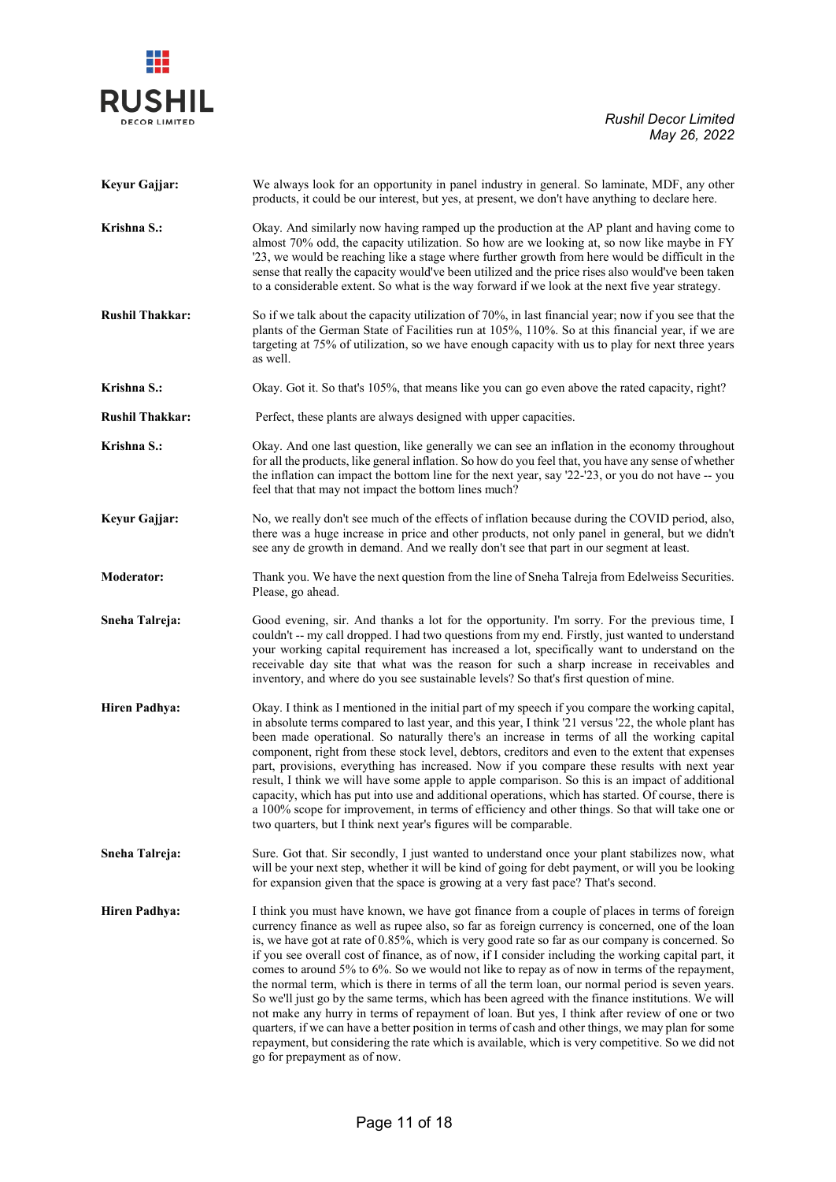**Keyur Gajjar:** We always look for an opportunity in panel industry in general. So laminate, MDF, any other products, it could be our interest, but yes, at present, we don't have anything to declare here.

**Krishna S.:** Okay. And similarly now having ramped up the production at the AP plant and having come to almost 70% odd, the capacity utilization. So how are we looking at, so now like maybe in FY '23, we would be reaching like a stage where further growth from here would be difficult in the sense that really the capacity would've been utilized and the price rises also would've been taken to a considerable extent. So what is the way forward if we look at the next five year strategy.

**Rushil Thakkar:** So if we talk about the capacity utilization of 70%, in last financial year; now if you see that the plants of the German State of Facilities run at 105%, 110%. So at this financial year, if we are targeting at 75% of utilization, so we have enough capacity with us to play for next three years as well.

**Krishna S.:** Okay. Got it. So that's 105%, that means like you can go even above the rated capacity, right?

**Rushil Thakkar:** Perfect, these plants are always designed with upper capacities.

**Krishna S.:** Okay. And one last question, like generally we can see an inflation in the economy throughout for all the products, like general inflation. So how do you feel that, you have any sense of whether the inflation can impact the bottom line for the next year, say '22-'23, or you do not have -- you feel that that may not impact the bottom lines much?

**Keyur Gajjar:** No, we really don't see much of the effects of inflation because during the COVID period, also, there was a huge increase in price and other products, not only panel in general, but we didn't see any de growth in demand. And we really don't see that part in our segment at least.

**Moderator:** Thank you. We have the next question from the line of Sneha Talreja from Edelweiss Securities. Please, go ahead.

**Sneha Talreja:** Good evening, sir. And thanks a lot for the opportunity. I'm sorry. For the previous time, I couldn't -- my call dropped. I had two questions from my end. Firstly, just wanted to understand your working capital requirement has increased a lot, specifically want to understand on the receivable day site that what was the reason for such a sharp increase in receivables and inventory, and where do you see sustainable levels? So that's first question of mine.

**Hiren Padhya:** Okay. I think as I mentioned in the initial part of my speech if you compare the working capital, in absolute terms compared to last year, and this year, I think '21 versus '22, the whole plant has been made operational. So naturally there's an increase in terms of all the working capital component, right from these stock level, debtors, creditors and even to the extent that expenses part, provisions, everything has increased. Now if you compare these results with next year result, I think we will have some apple to apple comparison. So this is an impact of additional capacity, which has put into use and additional operations, which has started. Of course, there is a 100% scope for improvement, in terms of efficiency and other things. So that will take one or two quarters, but I think next year's figures will be comparable.

**Sneha Talreja:** Sure. Got that. Sir secondly, I just wanted to understand once your plant stabilizes now, what will be your next step, whether it will be kind of going for debt payment, or will you be looking for expansion given that the space is growing at a very fast pace? That's second.

**Hiren Padhya:** I think you must have known, we have got finance from a couple of places in terms of foreign currency finance as well as rupee also, so far as foreign currency is concerned, one of the loan is, we have got at rate of 0.85%, which is very good rate so far as our company is concerned. So if you see overall cost of finance, as of now, if I consider including the working capital part, it comes to around 5% to 6%. So we would not like to repay as of now in terms of the repayment, the normal term, which is there in terms of all the term loan, our normal period is seven years. So we'll just go by the same terms, which has been agreed with the finance institutions. We will not make any hurry in terms of repayment of loan. But yes, I think after review of one or two quarters, if we can have a better position in terms of cash and other things, we may plan for some repayment, but considering the rate which is available, which is very competitive. So we did not go for prepayment as of now.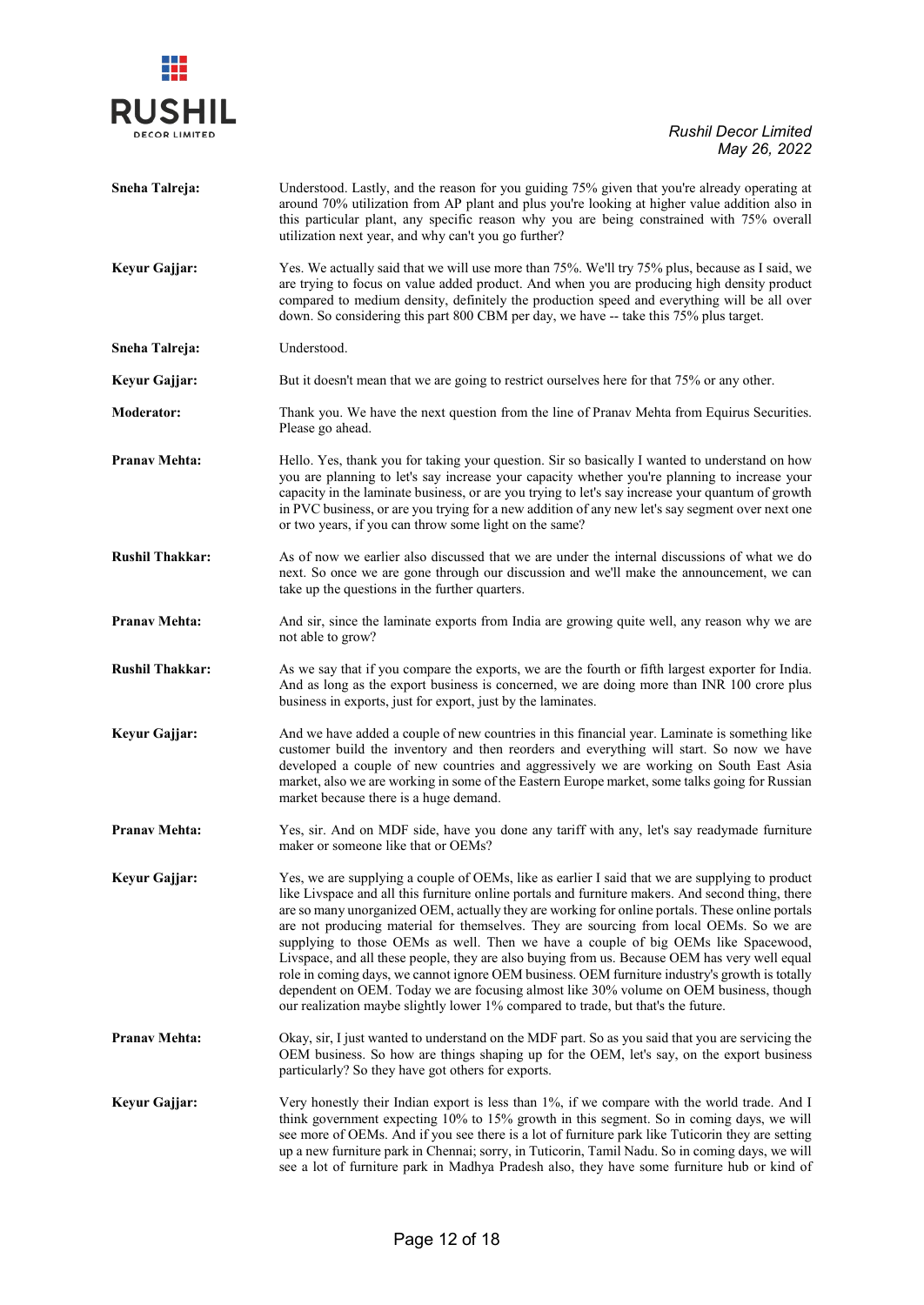**Sneha Talreja:** Understood. Lastly, and the reason for you guiding 75% given that you're already operating at around 70% utilization from AP plant and plus you're looking at higher value addition also in this particular plant, any specific reason why you are being constrained with 75% overall utilization next year, and why can't you go further?

**Keyur Gajjar:** Yes. We actually said that we will use more than 75%. We'll try 75% plus, because as I said, we are trying to focus on value added product. And when you are producing high density product compared to medium density, definitely the production speed and everything will be all over down. So considering this part 800 CBM per day, we have -- take this 75% plus target.

**Sneha Talreja:** Understood.

**Keyur Gajjar:** But it doesn't mean that we are going to restrict ourselves here for that 75% or any other.

**Moderator:** Thank you. We have the next question from the line of Pranav Mehta from Equirus Securities. Please go ahead.

**Pranav Mehta:** Hello. Yes, thank you for taking your question. Sir so basically I wanted to understand on how you are planning to let's say increase your capacity whether you're planning to increase your capacity in the laminate business, or are you trying to let's say increase your quantum of growth in PVC business, or are you trying for a new addition of any new let's say segment over next one or two years, if you can throw some light on the same?

**Rushil Thakkar:** As of now we earlier also discussed that we are under the internal discussions of what we do next. So once we are gone through our discussion and we'll make the announcement, we can take up the questions in the further quarters.

**Pranav Mehta:** And sir, since the laminate exports from India are growing quite well, any reason why we are not able to grow?

**Rushil Thakkar:** As we say that if you compare the exports, we are the fourth or fifth largest exporter for India. And as long as the export business is concerned, we are doing more than INR 100 crore plus business in exports, just for export, just by the laminates.

**Keyur Gajjar:** And we have added a couple of new countries in this financial year. Laminate is something like customer build the inventory and then reorders and everything will start. So now we have developed a couple of new countries and aggressively we are working on South East Asia market, also we are working in some of the Eastern Europe market, some talks going for Russian market because there is a huge demand.

**Pranav Mehta:** Yes, sir. And on MDF side, have you done any tariff with any, let's say readymade furniture maker or someone like that or OEMs?

**Keyur Gajjar:** Yes, we are supplying a couple of OEMs, like as earlier I said that we are supplying to product like Livspace and all this furniture online portals and furniture makers. And second thing, there are so many unorganized OEM, actually they are working for online portals. These online portals are not producing material for themselves. They are sourcing from local OEMs. So we are supplying to those OEMs as well. Then we have a couple of big OEMs like Spacewood, Livspace, and all these people, they are also buying from us. Because OEM has very well equal role in coming days, we cannot ignore OEM business. OEM furniture industry's growth is totally dependent on OEM. Today we are focusing almost like 30% volume on OEM business, though our realization maybe slightly lower 1% compared to trade, but that's the future.

**Pranav Mehta:** Okay, sir, I just wanted to understand on the MDF part. So as you said that you are servicing the OEM business. So how are things shaping up for the OEM, let's say, on the export business particularly? So they have got others for exports.

**Keyur Gajjar:** Very honestly their Indian export is less than 1%, if we compare with the world trade. And I think government expecting 10% to 15% growth in this segment. So in coming days, we will see more of OEMs. And if you see there is a lot of furniture park like Tuticorin they are setting up a new furniture park in Chennai; sorry, in Tuticorin, Tamil Nadu. So in coming days, we will see a lot of furniture park in Madhya Pradesh also, they have some furniture hub or kind of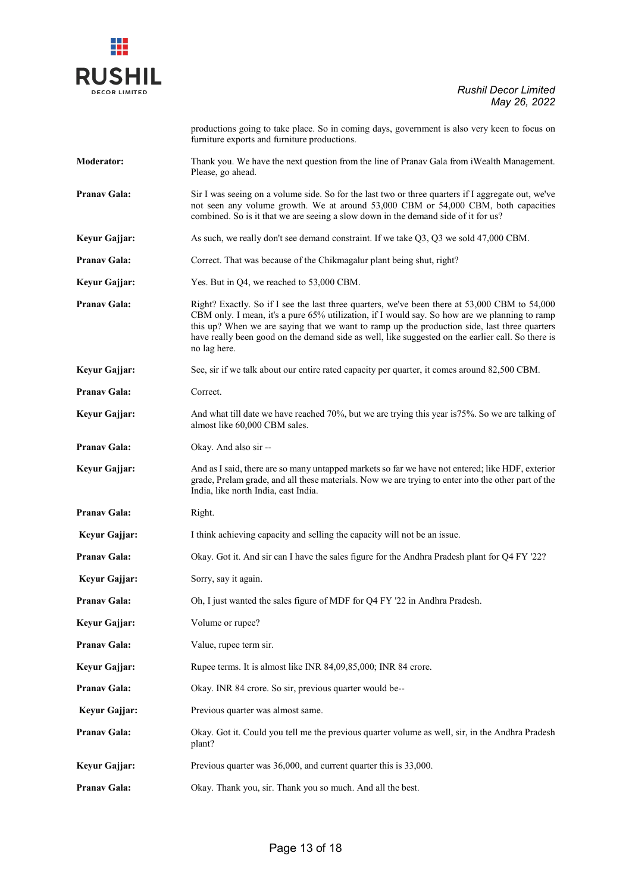productions going to take place. So in coming days, government is also very keen to focus on furniture exports and furniture productions.

**Moderator:** Thank you. We have the next question from the line of Pranav Gala from iWealth Management. Please, go ahead.

**Pranav Gala:** Sir I was seeing on a volume side. So for the last two or three quarters if I aggregate out, we've not seen any volume growth. We at around 53,000 CBM or 54,000 CBM, both capacities combined. So is it that we are seeing a slow down in the demand side of it for us?

**Keyur Gajjar:** As such, we really don't see demand constraint. If we take Q3, Q3 we sold 47,000 CBM.

**Pranav Gala:** Correct. That was because of the Chikmagalur plant being shut, right?

**Keyur Gajjar:** Yes. But in Q4, we reached to 53,000 CBM.

**Pranav Gala:** Right? Exactly. So if I see the last three quarters, we've been there at 53,000 CBM to 54,000 CBM only. I mean, it's a pure 65% utilization, if I would say. So how are we planning to ramp this up? When we are saying that we want to ramp up the production side, last three quarters have really been good on the demand side as well, like suggested on the earlier call. So there is no lag here.

**Keyur Gajjar:** See, sir if we talk about our entire rated capacity per quarter, it comes around 82,500 CBM.

**Pranav Gala:** Correct.

**Keyur Gajjar:** And what till date we have reached 70%, but we are trying this year is75%. So we are talking of almost like 60,000 CBM sales.

**Pranav Gala:** Okay. And also sir --

**Keyur Gajjar:** And as I said, there are so many untapped markets so far we have not entered; like HDF, exterior grade, Prelam grade, and all these materials. Now we are trying to enter into the other part of the India, like north India, east India.

**Pranav Gala:** Right.

**Keyur Gajjar:** I think achieving capacity and selling the capacity will not be an issue.

**Pranav Gala:** Okay. Got it. And sir can I have the sales figure for the Andhra Pradesh plant for Q4 FY '22?

**Keyur Gajjar:** Sorry, say it again.

**Pranav Gala:** Oh, I just wanted the sales figure of MDF for Q4 FY '22 in Andhra Pradesh.

**Keyur Gajjar:** Volume or rupee?

**Pranav Gala:** Value, rupee term sir.

**Keyur Gajjar:** Rupee terms. It is almost like INR 84,09,85,000; INR 84 crore.

**Pranav Gala:** Okay. INR 84 crore. So sir, previous quarter would be--

**Keyur Gajjar:** Previous quarter was almost same.

**Pranav Gala:** Okay. Got it. Could you tell me the previous quarter volume as well, sir, in the Andhra Pradesh plant?

**Keyur Gajjar:** Previous quarter was 36,000, and current quarter this is 33,000.

**Pranav Gala:** Okay. Thank you, sir. Thank you so much. And all the best.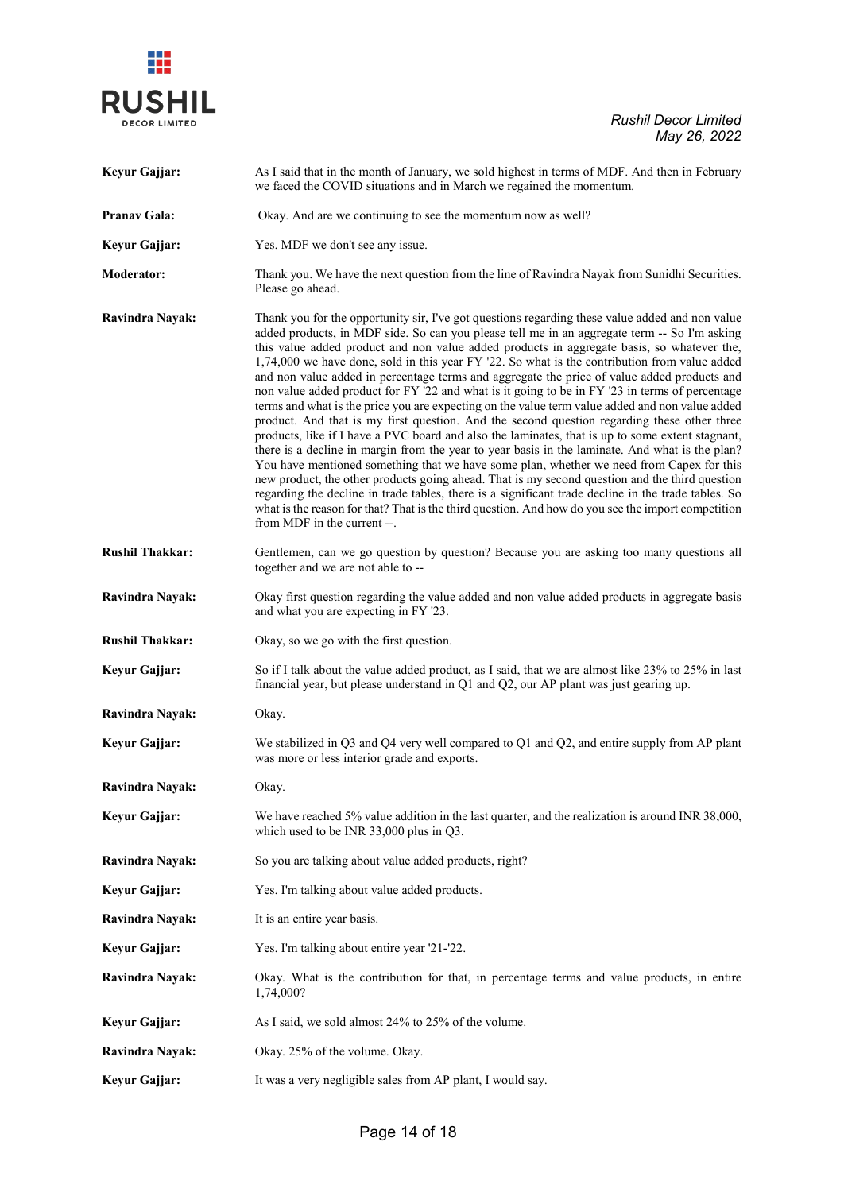**Keyur Gajjar:** As I said that in the month of January, we sold highest in terms of MDF. And then in February we faced the COVID situations and in March we regained the momentum.

**Pranav Gala:** Okay. And are we continuing to see the momentum now as well?

**Keyur Gajjar:** Yes. MDF we don't see any issue.

**Moderator:** Thank you. We have the next question from the line of Ravindra Nayak from Sunidhi Securities. Please go ahead.

**Ravindra Nayak:** Thank you for the opportunity sir, I've got questions regarding these value added and non value added products, in MDF side. So can you please tell me in an aggregate term -- So I'm asking this value added product and non value added products in aggregate basis, so whatever the, 1,74,000 we have done, sold in this year FY '22. So what is the contribution from value added and non value added in percentage terms and aggregate the price of value added products and non value added product for FY '22 and what is it going to be in FY '23 in terms of percentage terms and what is the price you are expecting on the value term value added and non value added product. And that is my first question. And the second question regarding these other three products, like if I have a PVC board and also the laminates, that is up to some extent stagnant, there is a decline in margin from the year to year basis in the laminate. And what is the plan? You have mentioned something that we have some plan, whether we need from Capex for this new product, the other products going ahead. That is my second question and the third question regarding the decline in trade tables, there is a significant trade decline in the trade tables. So what is the reason for that? That is the third question. And how do you see the import competition from MDF in the current --.

**Rushil Thakkar:** Gentlemen, can we go question by question? Because you are asking too many questions all together and we are not able to --

**Ravindra Nayak:** Okay first question regarding the value added and non value added products in aggregate basis and what you are expecting in FY '23.

**Rushil Thakkar:** Okay, so we go with the first question.

**Keyur Gajjar:** So if I talk about the value added product, as I said, that we are almost like 23% to 25% in last financial year, but please understand in Q1 and Q2, our AP plant was just gearing up.

**Ravindra Nayak:** Okay.

**Keyur Gajjar:** We stabilized in Q3 and Q4 very well compared to Q1 and Q2, and entire supply from AP plant was more or less interior grade and exports.

**Ravindra Nayak:** Okay.

**Keyur Gajjar:** We have reached 5% value addition in the last quarter, and the realization is around INR 38,000, which used to be INR 33,000 plus in Q3.

**Ravindra Nayak:** So you are talking about value added products, right?

**Keyur Gajjar:** Yes. I'm talking about value added products.

**Ravindra Nayak:** It is an entire year basis.

**Keyur Gajjar:** Yes. I'm talking about entire year '21-'22.

**Ravindra Nayak:** Okay. What is the contribution for that, in percentage terms and value products, in entire 1,74,000?

**Keyur Gajjar:** As I said, we sold almost 24% to 25% of the volume.

**Ravindra Nayak:** Okay. 25% of the volume. Okay.

**Keyur Gajjar:** It was a very negligible sales from AP plant, I would say.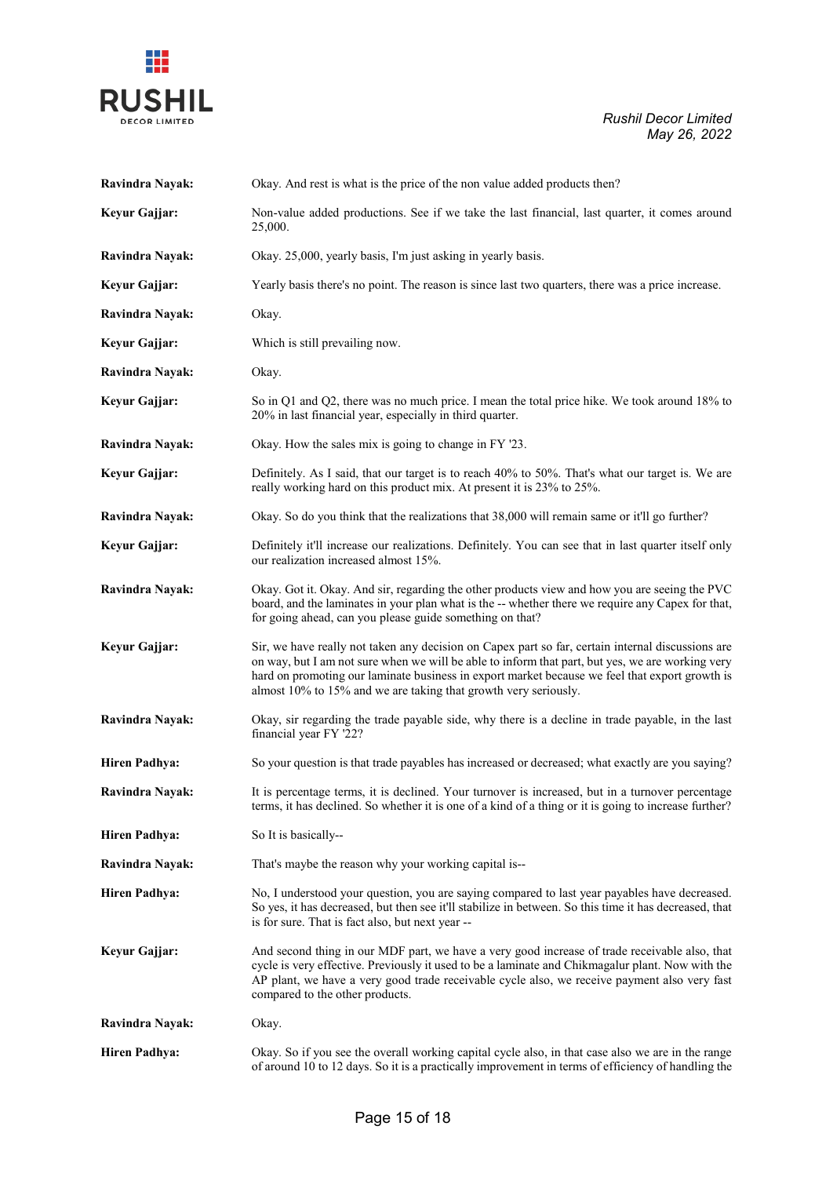**Ravindra Nayak:** Okay. And rest is what is the price of the non value added products then?

**Keyur Gajjar:** Non-value added productions. See if we take the last financial, last quarter, it comes around 25,000.

**Ravindra Nayak:** Okay. 25,000, yearly basis, I'm just asking in yearly basis.

**Keyur Gajjar:** Yearly basis there's no point. The reason is since last two quarters, there was a price increase.

**Ravindra Nayak:** Okay.

**Keyur Gajjar:** Which is still prevailing now.

**Ravindra Nayak:** Okay.

**Keyur Gajjar:** So in Q1 and Q2, there was no much price. I mean the total price hike. We took around 18% to 20% in last financial year, especially in third quarter.

**Ravindra Nayak:** Okay. How the sales mix is going to change in FY '23.

**Keyur Gajjar:** Definitely. As I said, that our target is to reach 40% to 50%. That's what our target is. We are really working hard on this product mix. At present it is 23% to 25%.

**Ravindra Nayak:** Okay. So do you think that the realizations that 38,000 will remain same or it'll go further?

**Keyur Gajjar:** Definitely it'll increase our realizations. Definitely. You can see that in last quarter itself only our realization increased almost 15%.

**Ravindra Nayak:** Okay. Got it. Okay. And sir, regarding the other products view and how you are seeing the PVC board, and the laminates in your plan what is the -- whether there we require any Capex for that, for going ahead, can you please guide something on that?

**Keyur Gajjar:** Sir, we have really not taken any decision on Capex part so far, certain internal discussions are on way, but I am not sure when we will be able to inform that part, but yes, we are working very hard on promoting our laminate business in export market because we feel that export growth is almost 10% to 15% and we are taking that growth very seriously.

**Ravindra Nayak:** Okay, sir regarding the trade payable side, why there is a decline in trade payable, in the last financial year FY '22?

**Hiren Padhya:** So your question is that trade payables has increased or decreased; what exactly are you saying?

**Ravindra Nayak:** It is percentage terms, it is declined. Your turnover is increased, but in a turnover percentage terms, it has declined. So whether it is one of a kind of a thing or it is going to increase further?

**Hiren Padhya:** So It is basically--

**Ravindra Nayak:** That's maybe the reason why your working capital is--

**Hiren Padhya:** No, I understood your question, you are saying compared to last year payables have decreased. So yes, it has decreased, but then see it'll stabilize in between. So this time it has decreased, that is for sure. That is fact also, but next year --

**Keyur Gajjar:** And second thing in our MDF part, we have a very good increase of trade receivable also, that cycle is very effective. Previously it used to be a laminate and Chikmagalur plant. Now with the AP plant, we have a very good trade receivable cycle also, we receive payment also very fast compared to the other products.

**Ravindra Nayak:** Okay.

**Hiren Padhya:** Okay. So if you see the overall working capital cycle also, in that case also we are in the range of around 10 to 12 days. So it is a practically improvement in terms of efficiency of handling the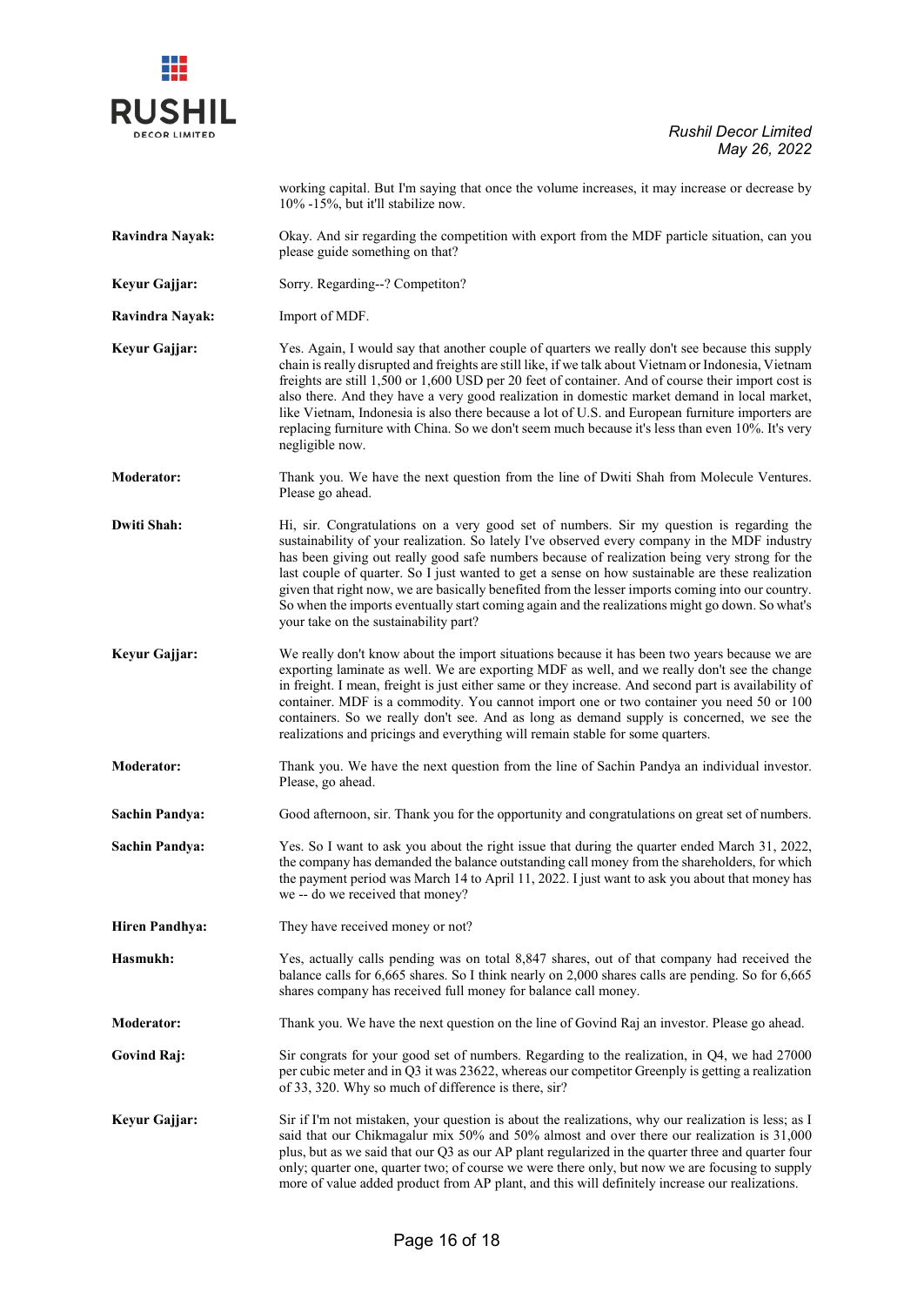working capital. But I'm saying that once the volume increases, it may increase or decrease by 10% -15%, but it'll stabilize now.

**Ravindra Nayak:** Okay. And sir regarding the competition with export from the MDF particle situation, can you please guide something on that?

**Keyur Gajjar:** Sorry. Regarding--? Competiton?

**Ravindra Nayak:** Import of MDF.

**Keyur Gajjar:** Yes. Again, I would say that another couple of quarters we really don't see because this supply chain is really disrupted and freights are still like, if we talk about Vietnam or Indonesia, Vietnam freights are still 1,500 or 1,600 USD per 20 feet of container. And of course their import cost is also there. And they have a very good realization in domestic market demand in local market, like Vietnam, Indonesia is also there because a lot of U.S. and European furniture importers are replacing furniture with China. So we don't seem much because it's less than even 10%. It's very negligible now.

**Moderator:** Thank you. We have the next question from the line of Dwiti Shah from Molecule Ventures. Please go ahead.

**Dwiti Shah:** Hi, sir. Congratulations on a very good set of numbers. Sir my question is regarding the sustainability of your realization. So lately I've observed every company in the MDF industry has been giving out really good safe numbers because of realization being very strong for the last couple of quarter. So I just wanted to get a sense on how sustainable are these realization given that right now, we are basically benefited from the lesser imports coming into our country. So when the imports eventually start coming again and the realizations might go down. So what's your take on the sustainability part?

**Keyur Gajjar:** We really don't know about the import situations because it has been two years because we are exporting laminate as well. We are exporting MDF as well, and we really don't see the change in freight. I mean, freight is just either same or they increase. And second part is availability of container. MDF is a commodity. You cannot import one or two container you need 50 or 100 containers. So we really don't see. And as long as demand supply is concerned, we see the realizations and pricings and everything will remain stable for some quarters.

**Moderator:** Thank you. We have the next question from the line of Sachin Pandya an individual investor. Please, go ahead.

**Sachin Pandya:** Good afternoon, sir. Thank you for the opportunity and congratulations on great set of numbers.

**Sachin Pandya:** Yes. So I want to ask you about the right issue that during the quarter ended March 31, 2022, the company has demanded the balance outstanding call money from the shareholders, for which the payment period was March 14 to April 11, 2022. I just want to ask you about that money has we -- do we received that money?

**Hiren Pandhya:** They have received money or not?

**Hasmukh:** Yes, actually calls pending was on total 8,847 shares, out of that company had received the balance calls for 6,665 shares. So I think nearly on 2,000 shares calls are pending. So for 6,665 shares company has received full money for balance call money.

**Moderator:** Thank you. We have the next question on the line of Govind Raj an investor. Please go ahead.

**Govind Raj:** Sir congrats for your good set of numbers. Regarding to the realization, in Q4, we had 27000 per cubic meter and in Q3 it was 23622, whereas our competitor Greenply is getting a realization of 33, 320. Why so much of difference is there, sir?

**Keyur Gajjar:** Sir if I'm not mistaken, your question is about the realizations, why our realization is less; as I said that our Chikmagalur mix 50% and 50% almost and over there our realization is 31,000 plus, but as we said that our Q3 as our AP plant regularized in the quarter three and quarter four only; quarter one, quarter two; of course we were there only, but now we are focusing to supply more of value added product from AP plant, and this will definitely increase our realizations.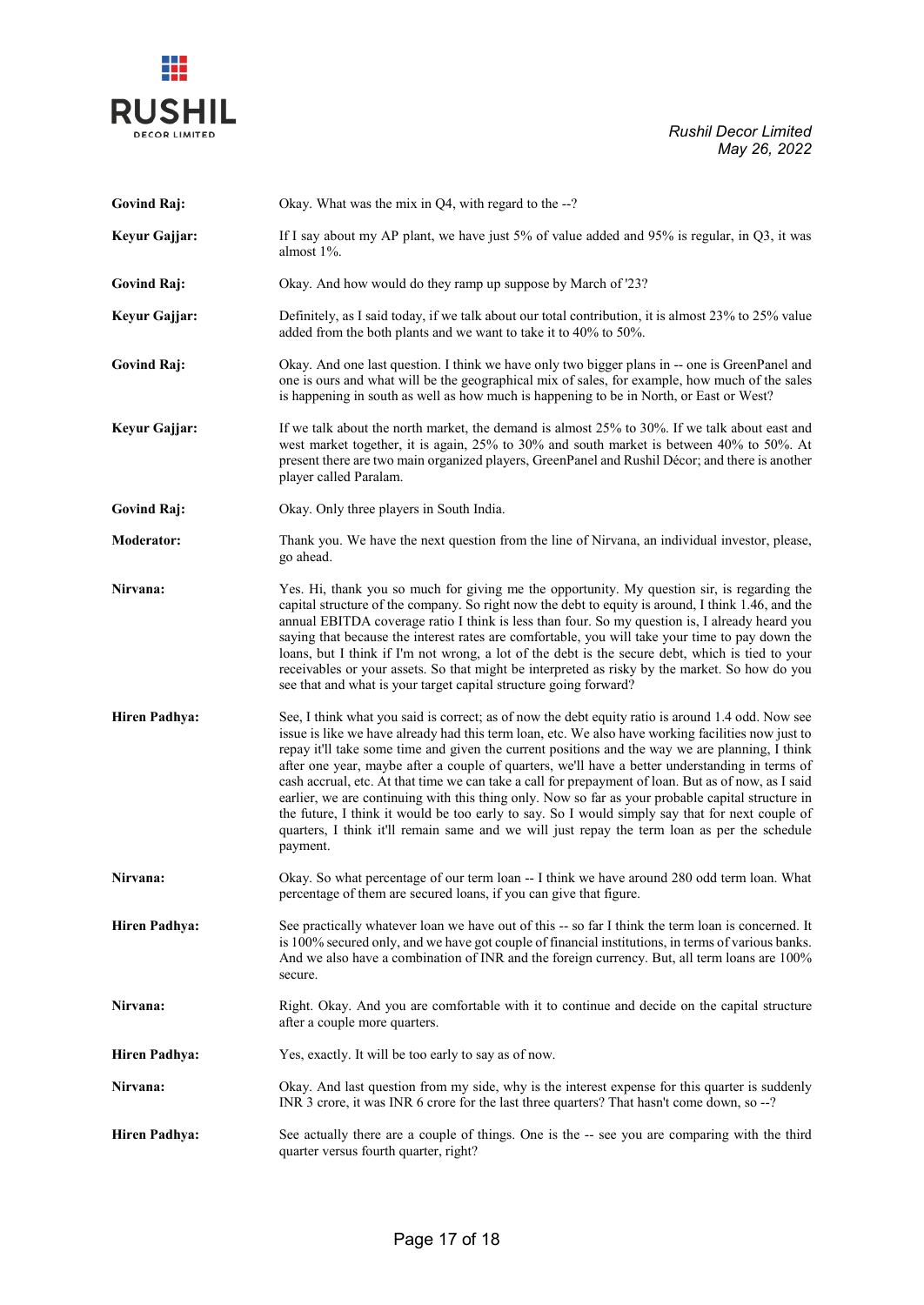**Govind Raj:** Okay. What was the mix in Q4, with regard to the --?

**Keyur Gajjar:** If I say about my AP plant, we have just 5% of value added and 95% is regular, in Q3, it was almost 1%.

**Govind Raj:** Okay. And how would do they ramp up suppose by March of '23?

**Keyur Gajjar:** Definitely, as I said today, if we talk about our total contribution, it is almost 23% to 25% value added from the both plants and we want to take it to 40% to 50%.

**Govind Raj:** Okay. And one last question. I think we have only two bigger plans in -- one is GreenPanel and one is ours and what will be the geographical mix of sales, for example, how much of the sales is happening in south as well as how much is happening to be in North, or East or West?

**Keyur Gajjar:** If we talk about the north market, the demand is almost 25% to 30%. If we talk about east and west market together, it is again, 25% to 30% and south market is between 40% to 50%. At present there are two main organized players, GreenPanel and Rushil Décor; and there is another player called Paralam.

**Govind Raj:** Okay. Only three players in South India.

**Moderator:** Thank you. We have the next question from the line of Nirvana, an individual investor, please, go ahead.

**Nirvana:** Yes. Hi, thank you so much for giving me the opportunity. My question sir, is regarding the capital structure of the company. So right now the debt to equity is around, I think 1.46, and the annual EBITDA coverage ratio I think is less than four. So my question is, I already heard you saying that because the interest rates are comfortable, you will take your time to pay down the loans, but I think if I'm not wrong, a lot of the debt is the secure debt, which is tied to your receivables or your assets. So that might be interpreted as risky by the market. So how do you see that and what is your target capital structure going forward?

**Hiren Padhya:** See, I think what you said is correct; as of now the debt equity ratio is around 1.4 odd. Now see issue is like we have already had this term loan, etc. We also have working facilities now just to repay it'll take some time and given the current positions and the way we are planning, I think after one year, maybe after a couple of quarters, we'll have a better understanding in terms of cash accrual, etc. At that time we can take a call for prepayment of loan. But as of now, as I said earlier, we are continuing with this thing only. Now so far as your probable capital structure in the future, I think it would be too early to say. So I would simply say that for next couple of quarters, I think it'll remain same and we will just repay the term loan as per the schedule payment.

**Nirvana:** Okay. So what percentage of our term loan -- I think we have around 280 odd term loan. What percentage of them are secured loans, if you can give that figure.

**Hiren Padhya:** See practically whatever loan we have out of this -- so far I think the term loan is concerned. It is 100% secured only, and we have got couple of financial institutions, in terms of various banks. And we also have a combination of INR and the foreign currency. But, all term loans are 100% secure.

**Nirvana:** Right. Okay. And you are comfortable with it to continue and decide on the capital structure after a couple more quarters.

**Hiren Padhya:** Yes, exactly. It will be too early to say as of now.

**Nirvana:** Okay. And last question from my side, why is the interest expense for this quarter is suddenly INR 3 crore, it was INR 6 crore for the last three quarters? That hasn't come down, so --?

**Hiren Padhya:** See actually there are a couple of things. One is the -- see you are comparing with the third quarter versus fourth quarter, right?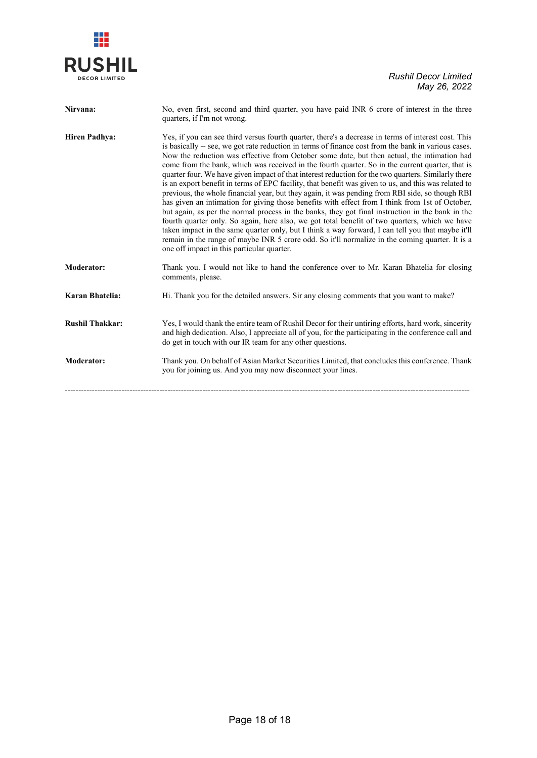**Nirvana:** No, even first, second and third quarter, you have paid INR 6 crore of interest in the three quarters, if I'm not wrong.

**Hiren Padhya:** Yes, if you can see third versus fourth quarter, there's a decrease in terms of interest cost. This is basically -- see, we got rate reduction in terms of finance cost from the bank in various cases. Now the reduction was effective from October some date, but then actual, the intimation had come from the bank, which was received in the fourth quarter. So in the current quarter, that is quarter four. We have given impact of that interest reduction for the two quarters. Similarly there is an export benefit in terms of EPC facility, that benefit was given to us, and this was related to previous, the whole financial year, but they again, it was pending from RBI side, so though RBI has given an intimation for giving those benefits with effect from I think from 1st of October, but again, as per the normal process in the banks, they got final instruction in the bank in the fourth quarter only. So again, here also, we got total benefit of two quarters, which we have taken impact in the same quarter only, but I think a way forward, I can tell you that maybe it'll remain in the range of maybe INR 5 crore odd. So it'll normalize in the coming quarter. It is a one off impact in this particular quarter.

**Moderator:** Thank you. I would not like to hand the conference over to Mr. Karan Bhatelia for closing comments, please.

**Karan Bhatelia:** Hi. Thank you for the detailed answers. Sir any closing comments that you want to make?

**Rushil Thakkar:** Yes, I would thank the entire team of Rushil Decor for their untiring efforts, hard work, sincerity and high dedication. Also, I appreciate all of you, for the participating in the conference call and do get in touch with our IR team for any other questions.

**Moderator:** Thank you. On behalf of Asian Market Securities Limited, that concludes this conference. Thank you for joining us. And you may now disconnect your lines.

---